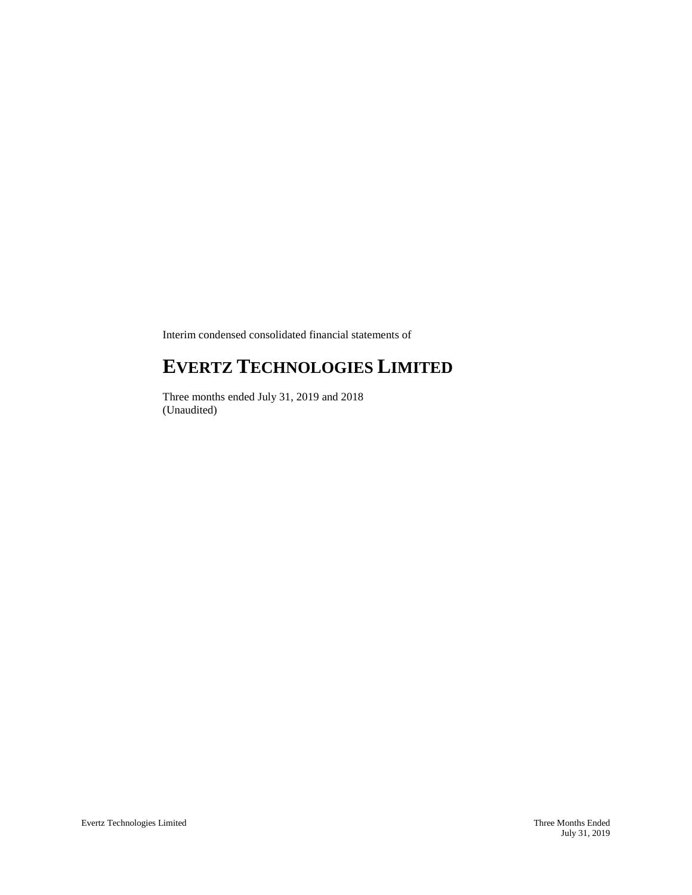Interim condensed consolidated financial statements of

# EVERTZ TECHNOLOGIES LIMITED

Three months ended July 31, 2019 and 2018
(Unaudited)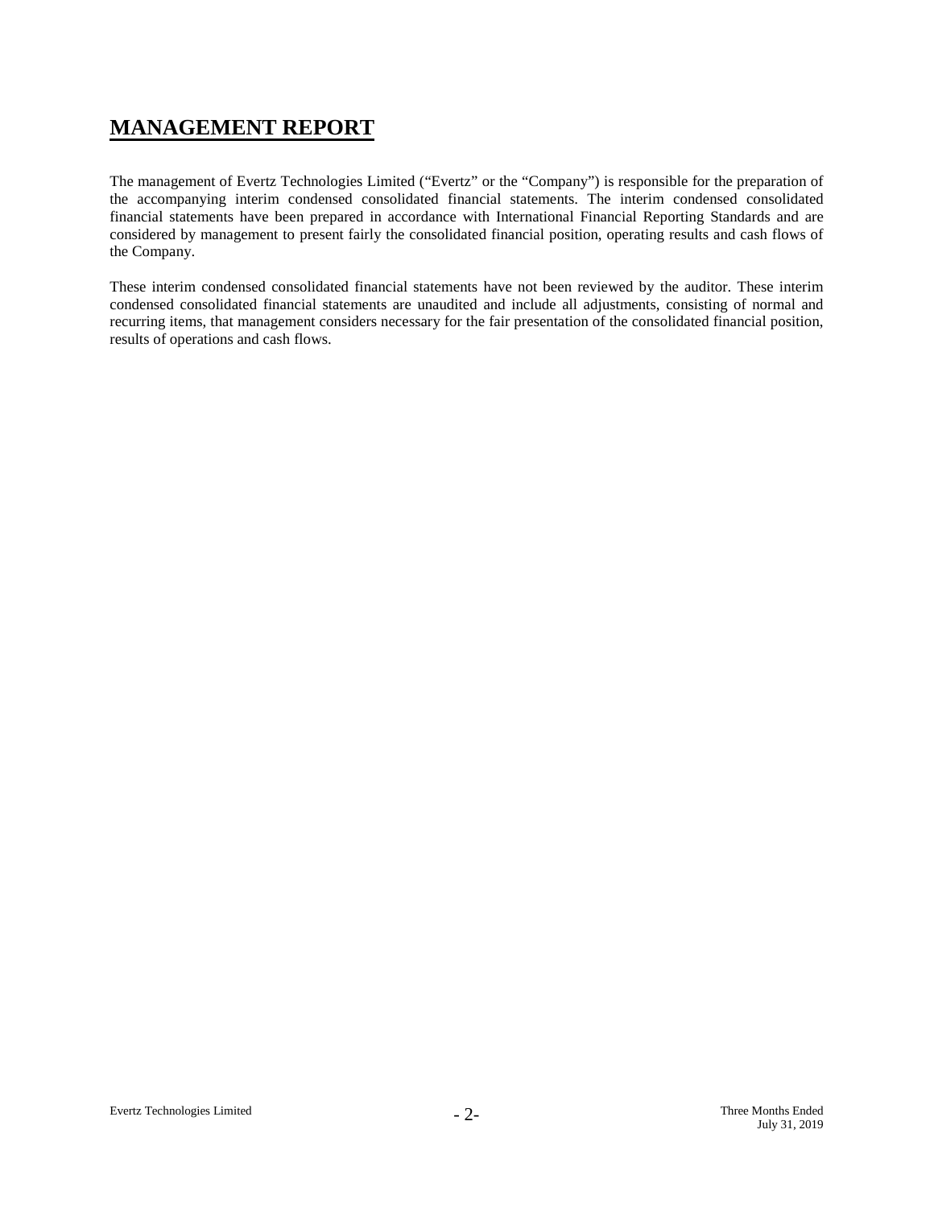# MANAGEMENT REPORT

The management of Evertz Technologies Limited ("Evertz" or the "Company") is responsible for the preparation of the accompanying interim condensed consolidated financial statements. The interim condensed consolidated financial statements have been prepared in accordance with International Financial Reporting Standards and are considered by management to present fairly the consolidated financial position, operating results and cash flows of the Company.

These interim condensed consolidated financial statements have not been reviewed by the auditor. These interim condensed consolidated financial statements are unaudited and include all adjustments, consisting of normal and recurring items, that management considers necessary for the fair presentation of the consolidated financial position, results of operations and cash flows.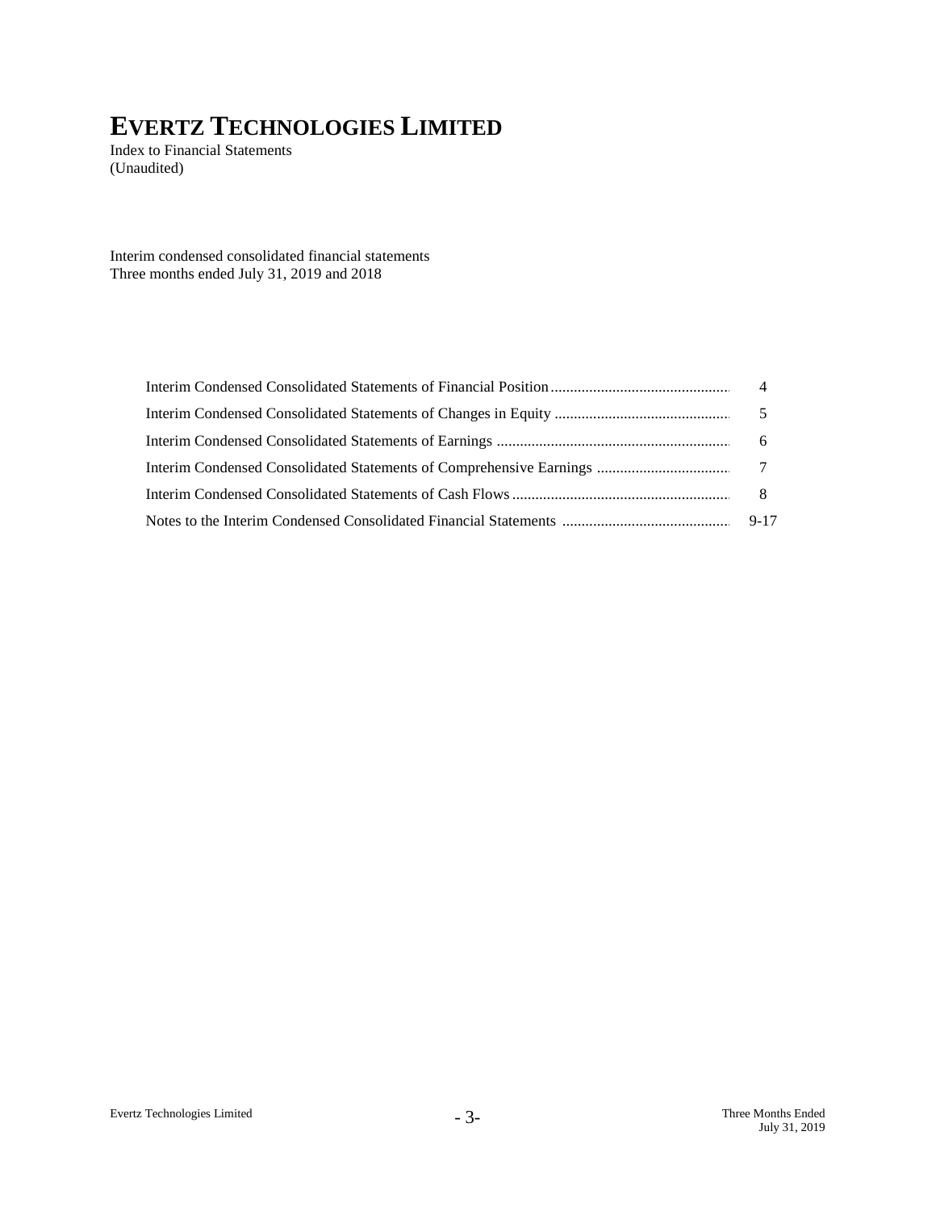# EVERTZ TECHNOLOGIES LIMITED

Index to Financial Statements
(Unaudited)

Interim condensed consolidated financial statements
Three months ended July 31, 2019 and 2018

| | |
|---|---|
| Interim Condensed Consolidated Statements of Financial Position | 4 |
| Interim Condensed Consolidated Statements of Changes in Equity | 5 |
| Interim Condensed Consolidated Statements of Earnings | 6 |
| Interim Condensed Consolidated Statements of Comprehensive Earnings | 7 |
| Interim Condensed Consolidated Statements of Cash Flows | 8 |
| Notes to the Interim Condensed Consolidated Financial Statements | 9-17 |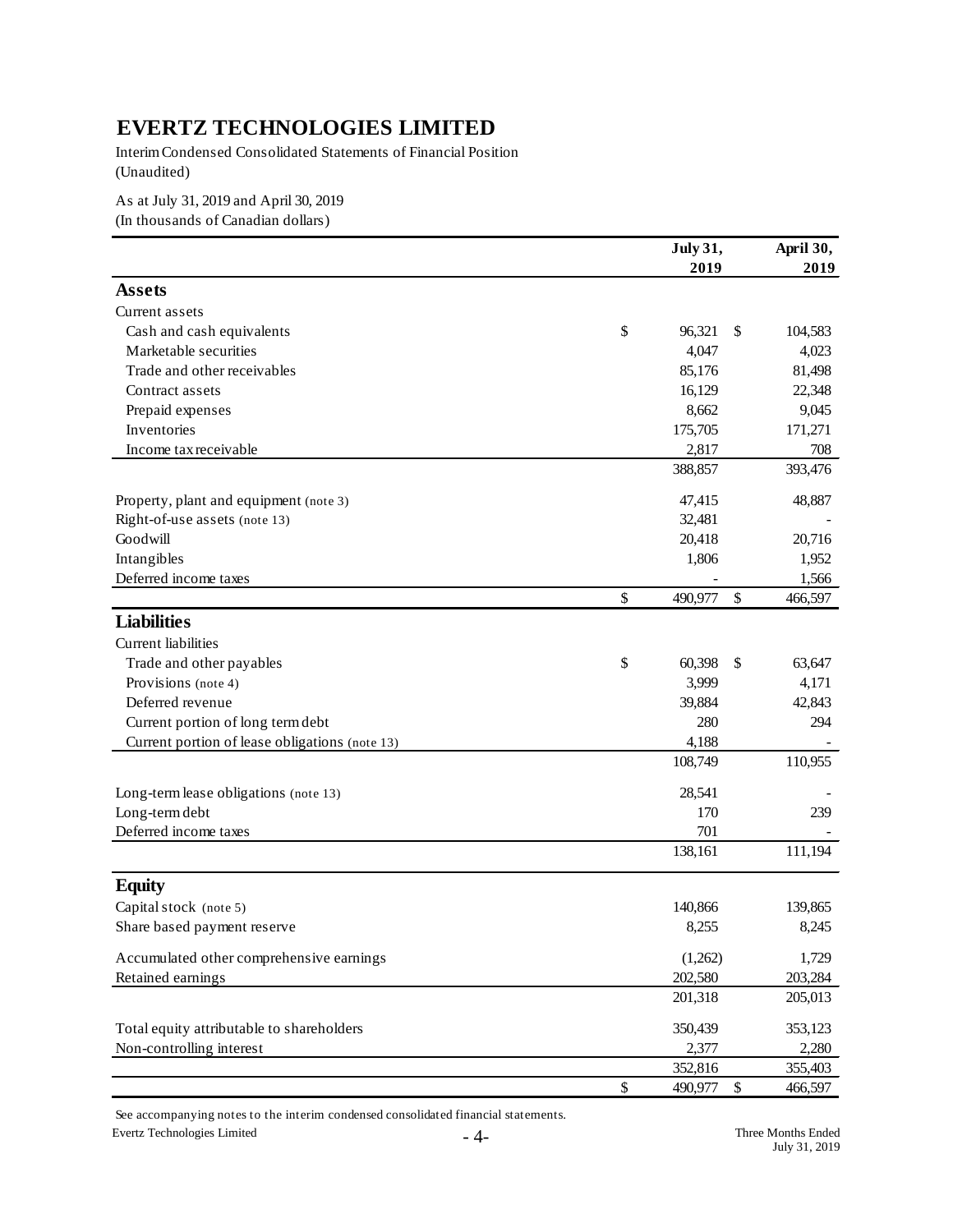# EVERTZ TECHNOLOGIES LIMITED

Interim Condensed Consolidated Statements of Financial Position
(Unaudited)

As at July 31, 2019 and April 30, 2019
(In thousands of Canadian dollars)

| | July 31, 2019 | April 30, 2019 |
|---|---|---|
| **Assets** | | |
| Current assets | | |
| Cash and cash equivalents | $ 96,321 | $ 104,583 |
| Marketable securities | 4,047 | 4,023 |
| Trade and other receivables | 85,176 | 81,498 |
| Contract assets | 16,129 | 22,348 |
| Prepaid expenses | 8,662 | 9,045 |
| Inventories | 175,705 | 171,271 |
| Income tax receivable | 2,817 | 708 |
| | 388,857 | 393,476 |
| Property, plant and equipment (note 3) | 47,415 | 48,887 |
| Right-of-use assets (note 13) | 32,481 | - |
| Goodwill | 20,418 | 20,716 |
| Intangibles | 1,806 | 1,952 |
| Deferred income taxes | - | 1,566 |
| | $ 490,977 | $ 466,597 |
| **Liabilities** | | |
| Current liabilities | | |
| Trade and other payables | $ 60,398 | $ 63,647 |
| Provisions (note 4) | 3,999 | 4,171 |
| Deferred revenue | 39,884 | 42,843 |
| Current portion of long term debt | 280 | 294 |
| Current portion of lease obligations (note 13) | 4,188 | - |
| | 108,749 | 110,955 |
| Long-term lease obligations (note 13) | 28,541 | - |
| Long-term debt | 170 | 239 |
| Deferred income taxes | 701 | - |
| | 138,161 | 111,194 |
| **Equity** | | |
| Capital stock (note 5) | 140,866 | 139,865 |
| Share based payment reserve | 8,255 | 8,245 |
| Accumulated other comprehensive earnings | (1,262) | 1,729 |
| Retained earnings | 202,580 | 203,284 |
| | 201,318 | 205,013 |
| Total equity attributable to shareholders | 350,439 | 353,123 |
| Non-controlling interest | 2,377 | 2,280 |
| | 352,816 | 355,403 |
| | $ 490,977 | $ 466,597 |

See accompanying notes to the interim condensed consolidated financial statements.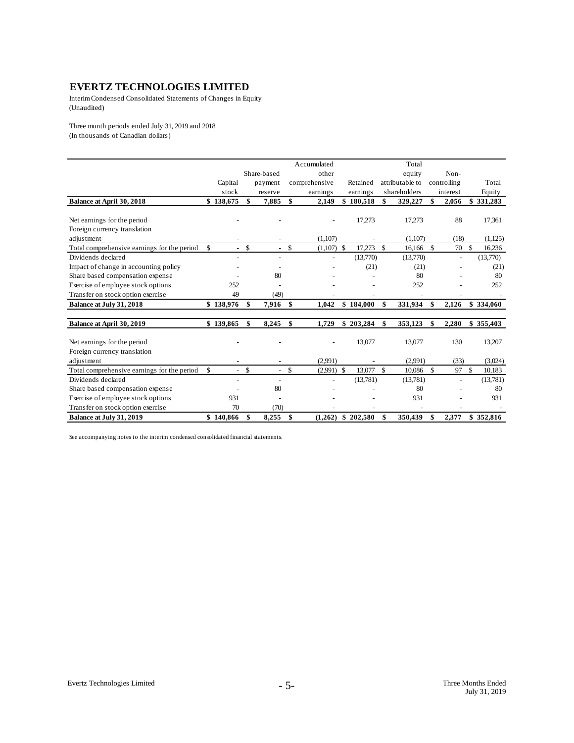# EVERTZ TECHNOLOGIES LIMITED

Interim Condensed Consolidated Statements of Changes in Equity
(Unaudited)

Three month periods ended July 31, 2019 and 2018
(In thousands of Canadian dollars)

| | Capital stock | Share-based payment reserve | Accumulated other comprehensive earnings | Retained earnings | Total equity attributable to shareholders | Non-controlling interest | Total Equity |
|---|---|---|---|---|---|---|---|
| **Balance at April 30, 2018** | **$ 138,675** | **$ 7,885** | **$ 2,149** | **$ 180,518** | **$ 329,227** | **$ 2,056** | **$ 331,283** |
| Net earnings for the period | - | - | - | 17,273 | 17,273 | 88 | 17,361 |
| Foreign currency translation adjustment | - | - | (1,107) | - | (1,107) | (18) | (1,125) |
| Total comprehensive earnings for the period | $ - | $ - | $ (1,107) | $ 17,273 | $ 16,166 | $ 70 | $ 16,236 |
| Dividends declared | - | - | - | (13,770) | (13,770) | - | (13,770) |
| Impact of change in accounting policy | - | - | - | (21) | (21) | - | (21) |
| Share based compensation expense | - | 80 | - | - | 80 | - | 80 |
| Exercise of employee stock options | 252 | - | - | - | 252 | - | 252 |
| Transfer on stock option exercise | 49 | (49) | - | - | - | - | - |
| **Balance at July 31, 2018** | **$ 138,976** | **$ 7,916** | **$ 1,042** | **$ 184,000** | **$ 331,934** | **$ 2,126** | **$ 334,060** |
| **Balance at April 30, 2019** | **$ 139,865** | **$ 8,245** | **$ 1,729** | **$ 203,284** | **$ 353,123** | **$ 2,280** | **$ 355,403** |
| Net earnings for the period | - | - | - | 13,077 | 13,077 | 130 | 13,207 |
| Foreign currency translation adjustment | - | - | (2,991) | - | (2,991) | (33) | (3,024) |
| Total comprehensive earnings for the period | $ - | $ - | $ (2,991) | $ 13,077 | $ 10,086 | $ 97 | $ 10,183 |
| Dividends declared | - | - | - | (13,781) | (13,781) | - | (13,781) |
| Share based compensation expense | - | 80 | - | - | 80 | - | 80 |
| Exercise of employee stock options | 931 | - | - | - | 931 | - | 931 |
| Transfer on stock option exercise | 70 | (70) | - | - | - | - | - |
| **Balance at July 31, 2019** | **$ 140,866** | **$ 8,255** | **$ (1,262)** | **$ 202,580** | **$ 350,439** | **$ 2,377** | **$ 352,816** |

See accompanying notes to the interim condensed consolidated financial statements.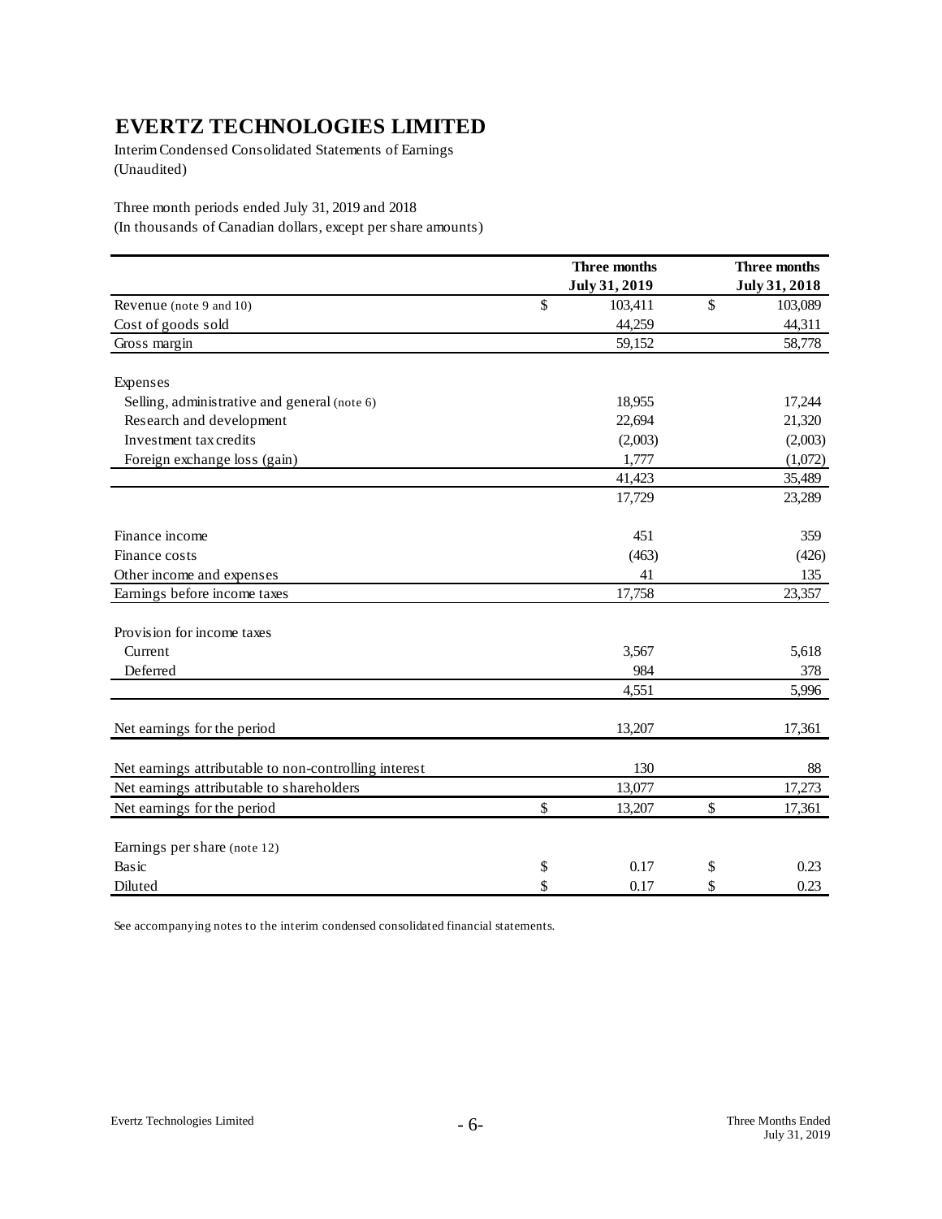# EVERTZ TECHNOLOGIES LIMITED

Interim Condensed Consolidated Statements of Earnings
(Unaudited)

Three month periods ended July 31, 2019 and 2018
(In thousands of Canadian dollars, except per share amounts)

| | Three months July 31, 2019 | Three months July 31, 2018 |
|---|---|---|
| Revenue (note 9 and 10) | $ 103,411 | $ 103,089 |
| Cost of goods sold | 44,259 | 44,311 |
| Gross margin | 59,152 | 58,778 |
| | | |
| Expenses | | |
| Selling, administrative and general (note 6) | 18,955 | 17,244 |
| Research and development | 22,694 | 21,320 |
| Investment tax credits | (2,003) | (2,003) |
| Foreign exchange loss (gain) | 1,777 | (1,072) |
| | 41,423 | 35,489 |
| | 17,729 | 23,289 |
| | | |
| Finance income | 451 | 359 |
| Finance costs | (463) | (426) |
| Other income and expenses | 41 | 135 |
| Earnings before income taxes | 17,758 | 23,357 |
| | | |
| Provision for income taxes | | |
| Current | 3,567 | 5,618 |
| Deferred | 984 | 378 |
| | 4,551 | 5,996 |
| | | |
| Net earnings for the period | 13,207 | 17,361 |
| | | |
| Net earnings attributable to non-controlling interest | 130 | 88 |
| Net earnings attributable to shareholders | 13,077 | 17,273 |
| Net earnings for the period | $ 13,207 | $ 17,361 |
| | | |
| Earnings per share (note 12) | | |
| Basic | $ 0.17 | $ 0.23 |
| Diluted | $ 0.17 | $ 0.23 |

See accompanying notes to the interim condensed consolidated financial statements.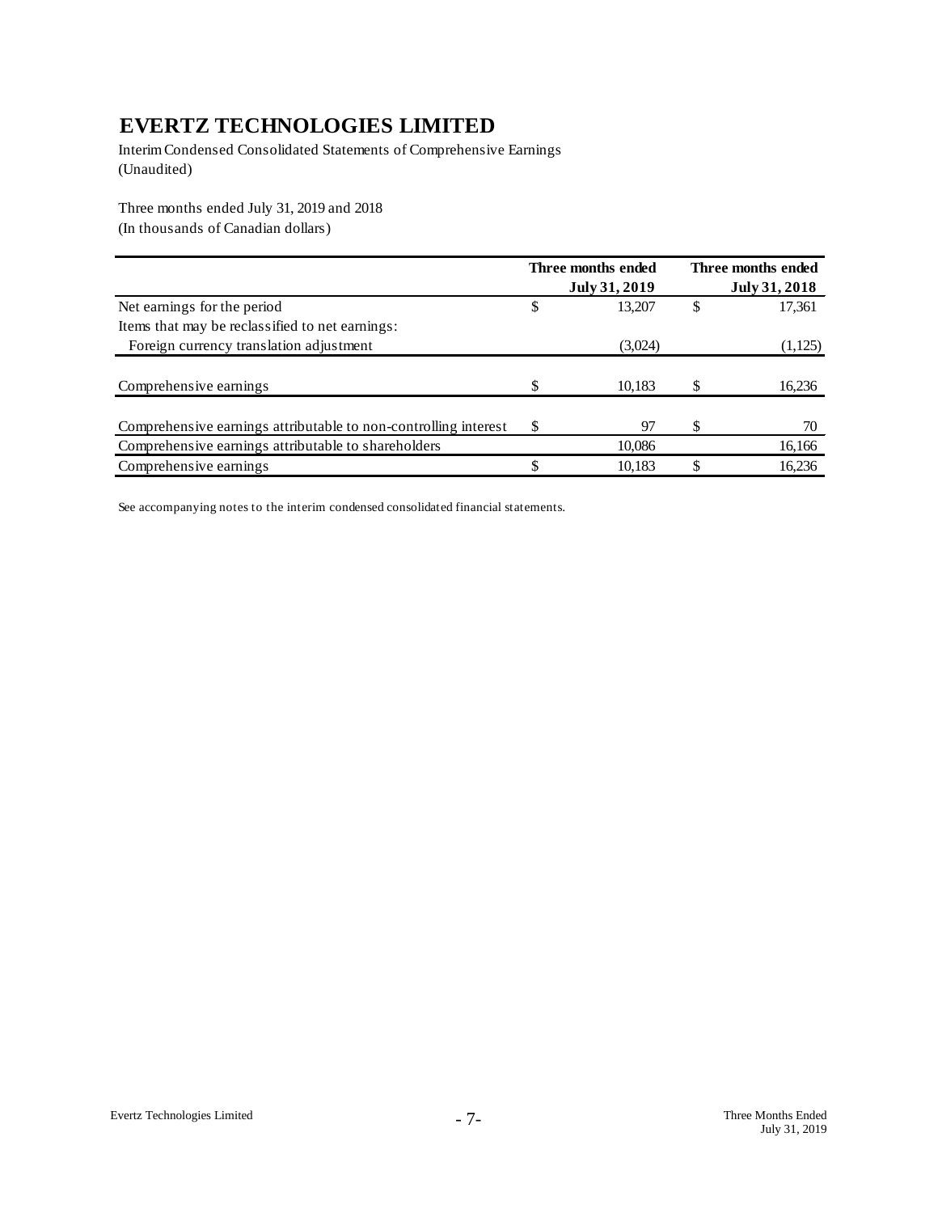# EVERTZ TECHNOLOGIES LIMITED

Interim Condensed Consolidated Statements of Comprehensive Earnings
(Unaudited)

Three months ended July 31, 2019 and 2018
(In thousands of Canadian dollars)

| | Three months ended July 31, 2019 | Three months ended July 31, 2018 |
|---|---|---|
| Net earnings for the period | $ 13,207 | $ 17,361 |
| Items that may be reclassified to net earnings: | | |
| Foreign currency translation adjustment | (3,024) | (1,125) |
| Comprehensive earnings | $ 10,183 | $ 16,236 |
| Comprehensive earnings attributable to non-controlling interest | $ 97 | $ 70 |
| Comprehensive earnings attributable to shareholders | 10,086 | 16,166 |
| Comprehensive earnings | $ 10,183 | $ 16,236 |

See accompanying notes to the interim condensed consolidated financial statements.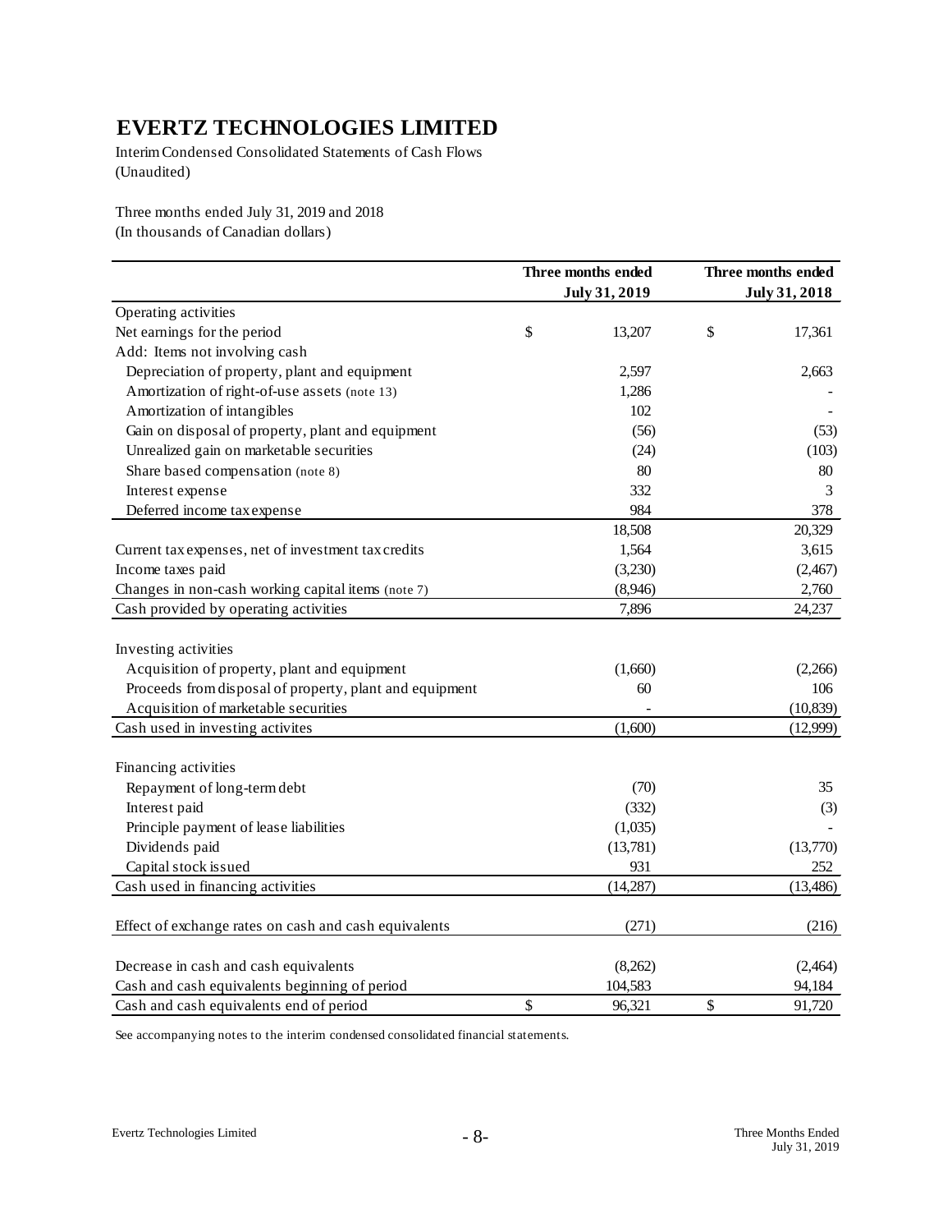# EVERTZ TECHNOLOGIES LIMITED

Interim Condensed Consolidated Statements of Cash Flows
(Unaudited)

Three months ended July 31, 2019 and 2018
(In thousands of Canadian dollars)

| | Three months ended July 31, 2019 | Three months ended July 31, 2018 |
|---|---|---|
| Operating activities | | |
| Net earnings for the period | $ 13,207 | $ 17,361 |
| Add: Items not involving cash | | |
| Depreciation of property, plant and equipment | 2,597 | 2,663 |
| Amortization of right-of-use assets (note 13) | 1,286 | - |
| Amortization of intangibles | 102 | - |
| Gain on disposal of property, plant and equipment | (56) | (53) |
| Unrealized gain on marketable securities | (24) | (103) |
| Share based compensation (note 8) | 80 | 80 |
| Interest expense | 332 | 3 |
| Deferred income tax expense | 984 | 378 |
| | 18,508 | 20,329 |
| Current tax expenses, net of investment tax credits | 1,564 | 3,615 |
| Income taxes paid | (3,230) | (2,467) |
| Changes in non-cash working capital items (note 7) | (8,946) | 2,760 |
| Cash provided by operating activities | 7,896 | 24,237 |
| | | |
| Investing activities | | |
| Acquisition of property, plant and equipment | (1,660) | (2,266) |
| Proceeds from disposal of property, plant and equipment | 60 | 106 |
| Acquisition of marketable securities | - | (10,839) |
| Cash used in investing activites | (1,600) | (12,999) |
| | | |
| Financing activities | | |
| Repayment of long-term debt | (70) | 35 |
| Interest paid | (332) | (3) |
| Principle payment of lease liabilities | (1,035) | - |
| Dividends paid | (13,781) | (13,770) |
| Capital stock issued | 931 | 252 |
| Cash used in financing activities | (14,287) | (13,486) |
| | | |
| Effect of exchange rates on cash and cash equivalents | (271) | (216) |
| | | |
| Decrease in cash and cash equivalents | (8,262) | (2,464) |
| Cash and cash equivalents beginning of period | 104,583 | 94,184 |
| Cash and cash equivalents end of period | $ 96,321 | $ 91,720 |

See accompanying notes to the interim condensed consolidated financial statements.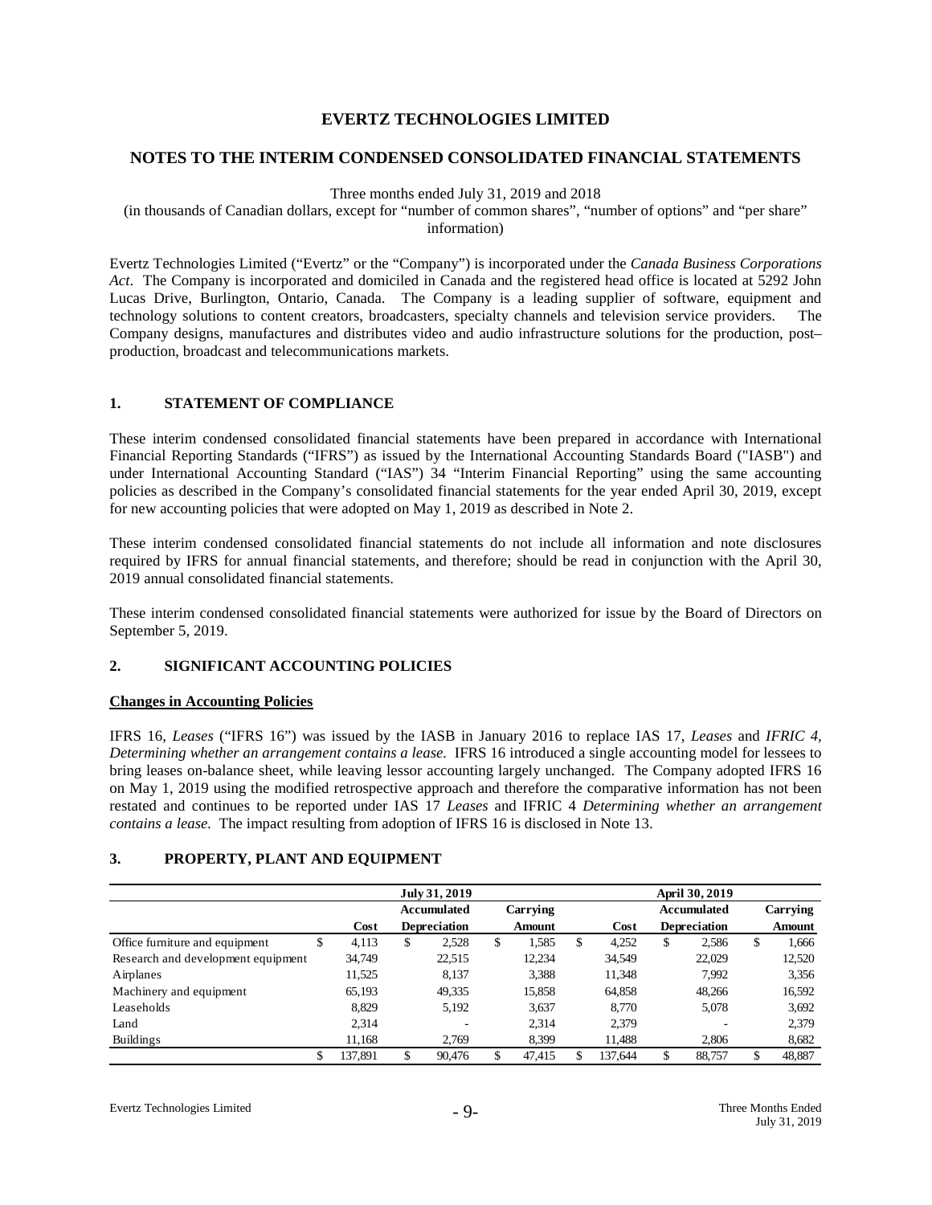# EVERTZ TECHNOLOGIES LIMITED

## NOTES TO THE INTERIM CONDENSED CONSOLIDATED FINANCIAL STATEMENTS

Three months ended July 31, 2019 and 2018
(in thousands of Canadian dollars, except for "number of common shares", "number of options" and "per share" information)

Evertz Technologies Limited ("Evertz" or the "Company") is incorporated under the *Canada Business Corporations Act*. The Company is incorporated and domiciled in Canada and the registered head office is located at 5292 John Lucas Drive, Burlington, Ontario, Canada. The Company is a leading supplier of software, equipment and technology solutions to content creators, broadcasters, specialty channels and television service providers. The Company designs, manufactures and distributes video and audio infrastructure solutions for the production, post–production, broadcast and telecommunications markets.

### 1. STATEMENT OF COMPLIANCE

These interim condensed consolidated financial statements have been prepared in accordance with International Financial Reporting Standards ("IFRS") as issued by the International Accounting Standards Board ("IASB") and under International Accounting Standard ("IAS") 34 "Interim Financial Reporting" using the same accounting policies as described in the Company's consolidated financial statements for the year ended April 30, 2019, except for new accounting policies that were adopted on May 1, 2019 as described in Note 2.

These interim condensed consolidated financial statements do not include all information and note disclosures required by IFRS for annual financial statements, and therefore; should be read in conjunction with the April 30, 2019 annual consolidated financial statements.

These interim condensed consolidated financial statements were authorized for issue by the Board of Directors on September 5, 2019.

### 2. SIGNIFICANT ACCOUNTING POLICIES

**Changes in Accounting Policies**

IFRS 16, *Leases* ("IFRS 16") was issued by the IASB in January 2016 to replace IAS 17, *Leases* and *IFRIC 4, Determining whether an arrangement contains a lease.* IFRS 16 introduced a single accounting model for lessees to bring leases on-balance sheet, while leaving lessor accounting largely unchanged. The Company adopted IFRS 16 on May 1, 2019 using the modified retrospective approach and therefore the comparative information has not been restated and continues to be reported under IAS 17 *Leases* and IFRIC 4 *Determining whether an arrangement contains a lease.* The impact resulting from adoption of IFRS 16 is disclosed in Note 13.

### 3. PROPERTY, PLANT AND EQUIPMENT

| | July 31, 2019 | | | April 30, 2019 | | |
|---|---|---|---|---|---|---|
| | Cost | Accumulated Depreciation | Carrying Amount | Cost | Accumulated Depreciation | Carrying Amount |
| Office furniture and equipment | $ 4,113 | $ 2,528 | $ 1,585 | $ 4,252 | $ 2,586 | $ 1,666 |
| Research and development equipment | 34,749 | 22,515 | 12,234 | 34,549 | 22,029 | 12,520 |
| Airplanes | 11,525 | 8,137 | 3,388 | 11,348 | 7,992 | 3,356 |
| Machinery and equipment | 65,193 | 49,335 | 15,858 | 64,858 | 48,266 | 16,592 |
| Leaseholds | 8,829 | 5,192 | 3,637 | 8,770 | 5,078 | 3,692 |
| Land | 2,314 | - | 2,314 | 2,379 | - | 2,379 |
| Buildings | 11,168 | 2,769 | 8,399 | 11,488 | 2,806 | 8,682 |
| | $ 137,891 | $ 90,476 | $ 47,415 | $ 137,644 | $ 88,757 | $ 48,887 |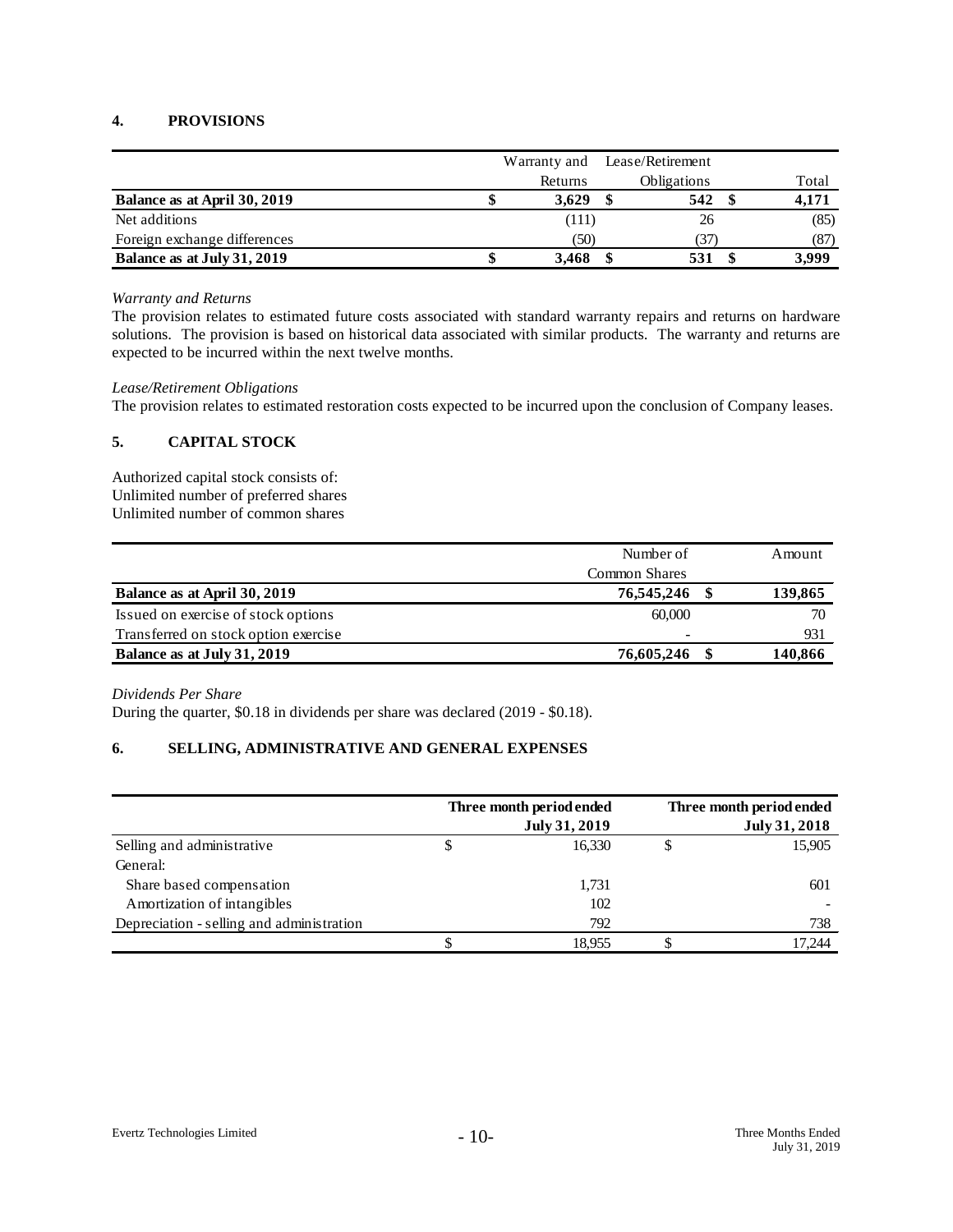## 4. PROVISIONS

| | Warranty and Returns | Lease/Retirement Obligations | Total |
|---|---|---|---|
| **Balance as at April 30, 2019** | **$ 3,629** | **$ 542** | **$ 4,171** |
| Net additions | (111) | 26 | (85) |
| Foreign exchange differences | (50) | (37) | (87) |
| **Balance as at July 31, 2019** | **$ 3,468** | **$ 531** | **$ 3,999** |

*Warranty and Returns*

The provision relates to estimated future costs associated with standard warranty repairs and returns on hardware solutions. The provision is based on historical data associated with similar products. The warranty and returns are expected to be incurred within the next twelve months.

*Lease/Retirement Obligations*

The provision relates to estimated restoration costs expected to be incurred upon the conclusion of Company leases.

## 5. CAPITAL STOCK

Authorized capital stock consists of:
Unlimited number of preferred shares
Unlimited number of common shares

| | Number of Common Shares | Amount |
|---|---|---|
| **Balance as at April 30, 2019** | **76,545,246** | **$ 139,865** |
| Issued on exercise of stock options | 60,000 | 70 |
| Transferred on stock option exercise | - | 931 |
| **Balance as at July 31, 2019** | **76,605,246** | **$ 140,866** |

*Dividends Per Share*

During the quarter, $0.18 in dividends per share was declared (2019 - $0.18).

## 6. SELLING, ADMINISTRATIVE AND GENERAL EXPENSES

| | **Three month period ended July 31, 2019** | **Three month period ended July 31, 2018** |
|---|---|---|
| Selling and administrative | $ 16,330 | $ 15,905 |
| General: | | |
| Share based compensation | 1,731 | 601 |
| Amortization of intangibles | 102 | - |
| Depreciation - selling and administration | 792 | 738 |
| | $ 18,955 | $ 17,244 |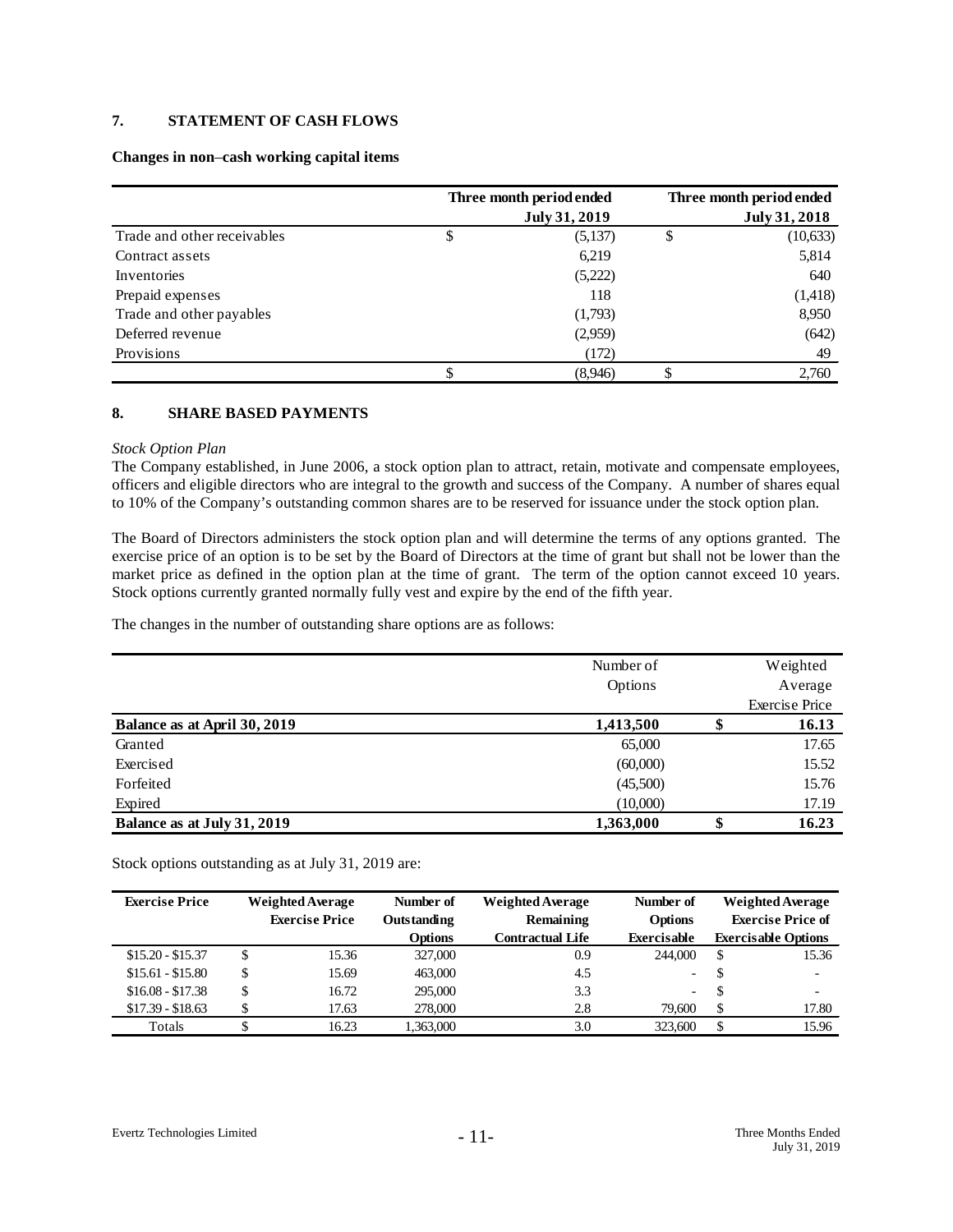## 7. STATEMENT OF CASH FLOWS

**Changes in non–cash working capital items**

| | Three month period ended July 31, 2019 | Three month period ended July 31, 2018 |
|---|---|---|
| Trade and other receivables | $ (5,137) | $ (10,633) |
| Contract assets | 6,219 | 5,814 |
| Inventories | (5,222) | 640 |
| Prepaid expenses | 118 | (1,418) |
| Trade and other payables | (1,793) | 8,950 |
| Deferred revenue | (2,959) | (642) |
| Provisions | (172) | 49 |
| | $ (8,946) | $ 2,760 |

## 8. SHARE BASED PAYMENTS

*Stock Option Plan*

The Company established, in June 2006, a stock option plan to attract, retain, motivate and compensate employees, officers and eligible directors who are integral to the growth and success of the Company. A number of shares equal to 10% of the Company's outstanding common shares are to be reserved for issuance under the stock option plan.

The Board of Directors administers the stock option plan and will determine the terms of any options granted. The exercise price of an option is to be set by the Board of Directors at the time of grant but shall not be lower than the market price as defined in the option plan at the time of grant. The term of the option cannot exceed 10 years. Stock options currently granted normally fully vest and expire by the end of the fifth year.

The changes in the number of outstanding share options are as follows:

| | Number of Options | Weighted Average Exercise Price |
|---|---|---|
| **Balance as at April 30, 2019** | **1,413,500** | **$ 16.13** |
| Granted | 65,000 | 17.65 |
| Exercised | (60,000) | 15.52 |
| Forfeited | (45,500) | 15.76 |
| Expired | (10,000) | 17.19 |
| **Balance as at July 31, 2019** | **1,363,000** | **$ 16.23** |

Stock options outstanding as at July 31, 2019 are:

| Exercise Price | Weighted Average Exercise Price | Number of Outstanding Options | Weighted Average Remaining Contractual Life | Number of Options Exercisable | Weighted Average Exercise Price of Exercisable Options |
|---|---|---|---|---|---|
| $15.20 - $15.37 | $ 15.36 | 327,000 | 0.9 | 244,000 | $ 15.36 |
| $15.61 - $15.80 | $ 15.69 | 463,000 | 4.5 | - | $ - |
| $16.08 - $17.38 | $ 16.72 | 295,000 | 3.3 | - | $ - |
| $17.39 - $18.63 | $ 17.63 | 278,000 | 2.8 | 79,600 | $ 17.80 |
| Totals | $ 16.23 | 1,363,000 | 3.0 | 323,600 | $ 15.96 |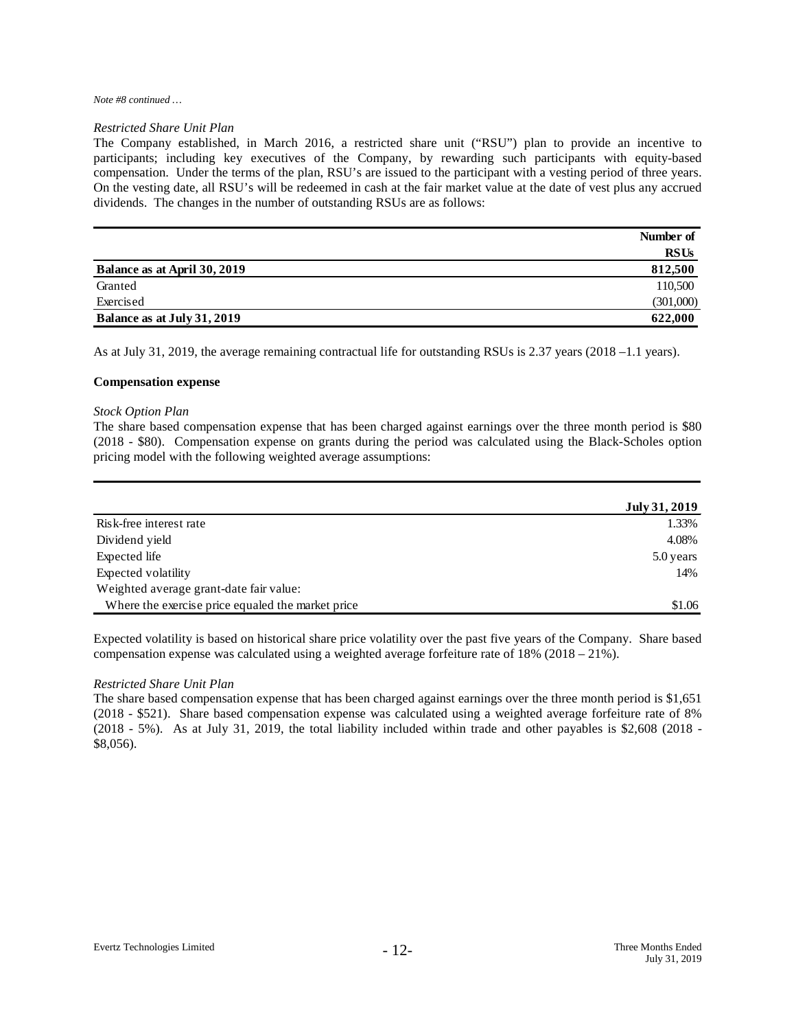*Note #8 continued …*

*Restricted Share Unit Plan*

The Company established, in March 2016, a restricted share unit ("RSU") plan to provide an incentive to participants; including key executives of the Company, by rewarding such participants with equity-based compensation. Under the terms of the plan, RSU's are issued to the participant with a vesting period of three years. On the vesting date, all RSU's will be redeemed in cash at the fair market value at the date of vest plus any accrued dividends. The changes in the number of outstanding RSUs are as follows:

| | Number of RSUs |
|---|---|
| **Balance as at April 30, 2019** | **812,500** |
| Granted | 110,500 |
| Exercised | (301,000) |
| **Balance as at July 31, 2019** | **622,000** |

As at July 31, 2019, the average remaining contractual life for outstanding RSUs is 2.37 years (2018 –1.1 years).

**Compensation expense**

*Stock Option Plan*

The share based compensation expense that has been charged against earnings over the three month period is $80 (2018 - $80). Compensation expense on grants during the period was calculated using the Black-Scholes option pricing model with the following weighted average assumptions:

| | July 31, 2019 |
|---|---|
| Risk-free interest rate | 1.33% |
| Dividend yield | 4.08% |
| Expected life | 5.0 years |
| Expected volatility | 14% |
| Weighted average grant-date fair value: | |
| Where the exercise price equaled the market price | $1.06 |

Expected volatility is based on historical share price volatility over the past five years of the Company. Share based compensation expense was calculated using a weighted average forfeiture rate of 18% (2018 – 21%).

*Restricted Share Unit Plan*

The share based compensation expense that has been charged against earnings over the three month period is $1,651 (2018 - $521). Share based compensation expense was calculated using a weighted average forfeiture rate of 8% (2018 - 5%). As at July 31, 2019, the total liability included within trade and other payables is $2,608 (2018 - $8,056).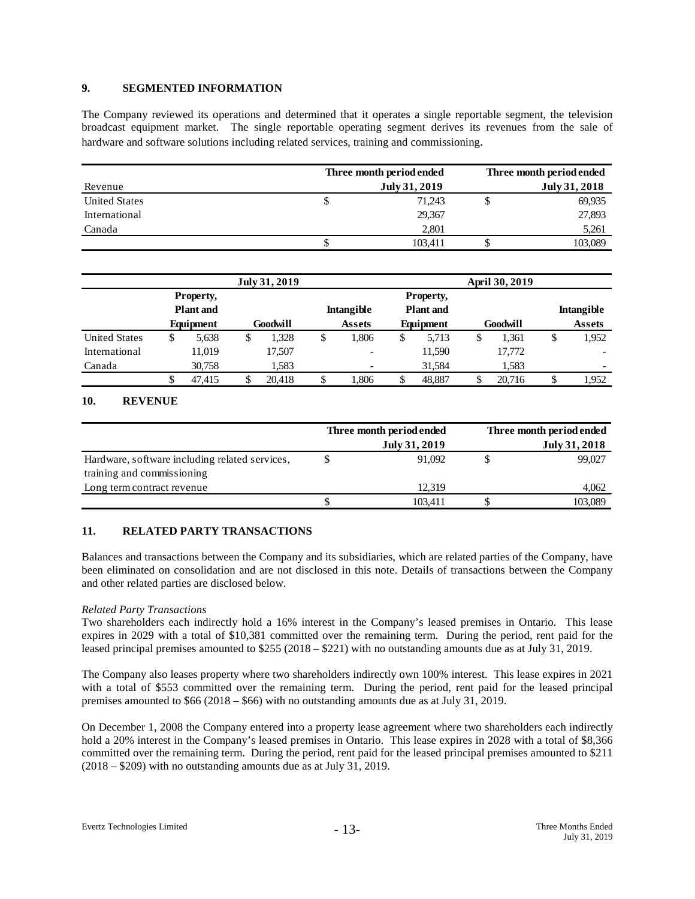## 9. SEGMENTED INFORMATION

The Company reviewed its operations and determined that it operates a single reportable segment, the television broadcast equipment market. The single reportable operating segment derives its revenues from the sale of hardware and software solutions including related services, training and commissioning.

| Revenue | Three month period ended July 31, 2019 | Three month period ended July 31, 2018 |
|---|---|---|
| United States | $ 71,243 | $ 69,935 |
| International | 29,367 | 27,893 |
| Canada | 2,801 | 5,261 |
| | $ 103,411 | $ 103,089 |

| | July 31, 2019 | | | April 30, 2019 | | |
|---|---|---|---|---|---|---|
| | Property, Plant and Equipment | Goodwill | Intangible Assets | Property, Plant and Equipment | Goodwill | Intangible Assets |
| United States | $ 5,638 | $ 1,328 | $ 1,806 | $ 5,713 | $ 1,361 | $ 1,952 |
| International | 11,019 | 17,507 | - | 11,590 | 17,772 | - |
| Canada | 30,758 | 1,583 | - | 31,584 | 1,583 | - |
| | $ 47,415 | $ 20,418 | $ 1,806 | $ 48,887 | $ 20,716 | $ 1,952 |

## 10. REVENUE

| | Three month period ended July 31, 2019 | Three month period ended July 31, 2018 |
|---|---|---|
| Hardware, software including related services, training and commissioning | $ 91,092 | $ 99,027 |
| Long term contract revenue | 12,319 | 4,062 |
| | $ 103,411 | $ 103,089 |

## 11. RELATED PARTY TRANSACTIONS

Balances and transactions between the Company and its subsidiaries, which are related parties of the Company, have been eliminated on consolidation and are not disclosed in this note. Details of transactions between the Company and other related parties are disclosed below.

*Related Party Transactions*

Two shareholders each indirectly hold a 16% interest in the Company's leased premises in Ontario. This lease expires in 2029 with a total of $10,381 committed over the remaining term. During the period, rent paid for the leased principal premises amounted to $255 (2018 – $221) with no outstanding amounts due as at July 31, 2019.

The Company also leases property where two shareholders indirectly own 100% interest. This lease expires in 2021 with a total of $553 committed over the remaining term. During the period, rent paid for the leased principal premises amounted to $66 (2018 – $66) with no outstanding amounts due as at July 31, 2019.

On December 1, 2008 the Company entered into a property lease agreement where two shareholders each indirectly hold a 20% interest in the Company's leased premises in Ontario. This lease expires in 2028 with a total of $8,366 committed over the remaining term. During the period, rent paid for the leased principal premises amounted to $211 (2018 – $209) with no outstanding amounts due as at July 31, 2019.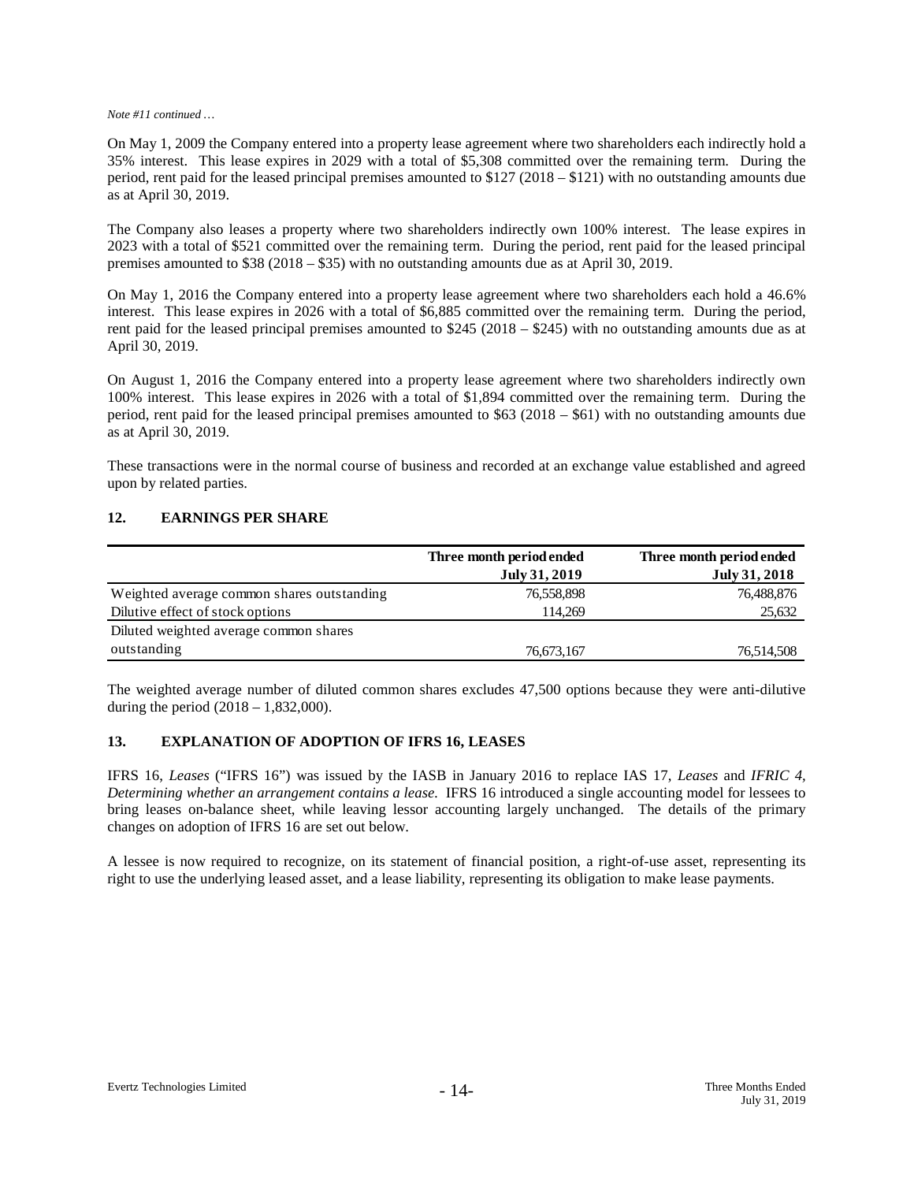*Note #11 continued …*

On May 1, 2009 the Company entered into a property lease agreement where two shareholders each indirectly hold a 35% interest. This lease expires in 2029 with a total of $5,308 committed over the remaining term. During the period, rent paid for the leased principal premises amounted to $127 (2018 – $121) with no outstanding amounts due as at April 30, 2019.

The Company also leases a property where two shareholders indirectly own 100% interest. The lease expires in 2023 with a total of $521 committed over the remaining term. During the period, rent paid for the leased principal premises amounted to $38 (2018 – $35) with no outstanding amounts due as at April 30, 2019.

On May 1, 2016 the Company entered into a property lease agreement where two shareholders each hold a 46.6% interest. This lease expires in 2026 with a total of $6,885 committed over the remaining term. During the period, rent paid for the leased principal premises amounted to $245 (2018 – $245) with no outstanding amounts due as at April 30, 2019.

On August 1, 2016 the Company entered into a property lease agreement where two shareholders indirectly own 100% interest. This lease expires in 2026 with a total of $1,894 committed over the remaining term. During the period, rent paid for the leased principal premises amounted to $63 (2018 – $61) with no outstanding amounts due as at April 30, 2019.

These transactions were in the normal course of business and recorded at an exchange value established and agreed upon by related parties.

## 12. EARNINGS PER SHARE

| | Three month period ended July 31, 2019 | Three month period ended July 31, 2018 |
|---|---|---|
| Weighted average common shares outstanding | 76,558,898 | 76,488,876 |
| Dilutive effect of stock options | 114,269 | 25,632 |
| Diluted weighted average common shares outstanding | 76,673,167 | 76,514,508 |

The weighted average number of diluted common shares excludes 47,500 options because they were anti-dilutive during the period (2018 – 1,832,000).

## 13. EXPLANATION OF ADOPTION OF IFRS 16, LEASES

IFRS 16, *Leases* ("IFRS 16") was issued by the IASB in January 2016 to replace IAS 17, *Leases* and *IFRIC 4, Determining whether an arrangement contains a lease.* IFRS 16 introduced a single accounting model for lessees to bring leases on-balance sheet, while leaving lessor accounting largely unchanged. The details of the primary changes on adoption of IFRS 16 are set out below.

A lessee is now required to recognize, on its statement of financial position, a right-of-use asset, representing its right to use the underlying leased asset, and a lease liability, representing its obligation to make lease payments.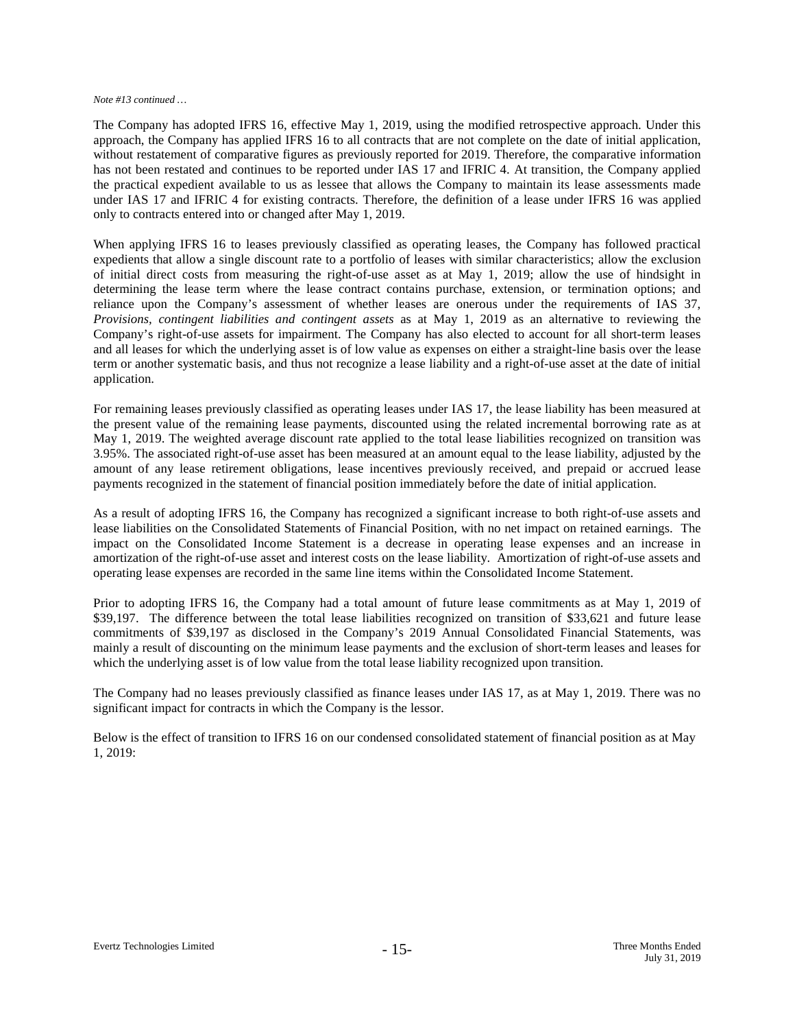*Note #13 continued …*

The Company has adopted IFRS 16, effective May 1, 2019, using the modified retrospective approach. Under this approach, the Company has applied IFRS 16 to all contracts that are not complete on the date of initial application, without restatement of comparative figures as previously reported for 2019. Therefore, the comparative information has not been restated and continues to be reported under IAS 17 and IFRIC 4. At transition, the Company applied the practical expedient available to us as lessee that allows the Company to maintain its lease assessments made under IAS 17 and IFRIC 4 for existing contracts. Therefore, the definition of a lease under IFRS 16 was applied only to contracts entered into or changed after May 1, 2019.

When applying IFRS 16 to leases previously classified as operating leases, the Company has followed practical expedients that allow a single discount rate to a portfolio of leases with similar characteristics; allow the exclusion of initial direct costs from measuring the right-of-use asset as at May 1, 2019; allow the use of hindsight in determining the lease term where the lease contract contains purchase, extension, or termination options; and reliance upon the Company's assessment of whether leases are onerous under the requirements of IAS 37, *Provisions, contingent liabilities and contingent assets* as at May 1, 2019 as an alternative to reviewing the Company's right-of-use assets for impairment. The Company has also elected to account for all short-term leases and all leases for which the underlying asset is of low value as expenses on either a straight-line basis over the lease term or another systematic basis, and thus not recognize a lease liability and a right-of-use asset at the date of initial application.

For remaining leases previously classified as operating leases under IAS 17, the lease liability has been measured at the present value of the remaining lease payments, discounted using the related incremental borrowing rate as at May 1, 2019. The weighted average discount rate applied to the total lease liabilities recognized on transition was 3.95%. The associated right-of-use asset has been measured at an amount equal to the lease liability, adjusted by the amount of any lease retirement obligations, lease incentives previously received, and prepaid or accrued lease payments recognized in the statement of financial position immediately before the date of initial application.

As a result of adopting IFRS 16, the Company has recognized a significant increase to both right-of-use assets and lease liabilities on the Consolidated Statements of Financial Position, with no net impact on retained earnings. The impact on the Consolidated Income Statement is a decrease in operating lease expenses and an increase in amortization of the right-of-use asset and interest costs on the lease liability. Amortization of right-of-use assets and operating lease expenses are recorded in the same line items within the Consolidated Income Statement.

Prior to adopting IFRS 16, the Company had a total amount of future lease commitments as at May 1, 2019 of $39,197. The difference between the total lease liabilities recognized on transition of $33,621 and future lease commitments of $39,197 as disclosed in the Company's 2019 Annual Consolidated Financial Statements, was mainly a result of discounting on the minimum lease payments and the exclusion of short-term leases and leases for which the underlying asset is of low value from the total lease liability recognized upon transition.

The Company had no leases previously classified as finance leases under IAS 17, as at May 1, 2019. There was no significant impact for contracts in which the Company is the lessor.

Below is the effect of transition to IFRS 16 on our condensed consolidated statement of financial position as at May 1, 2019: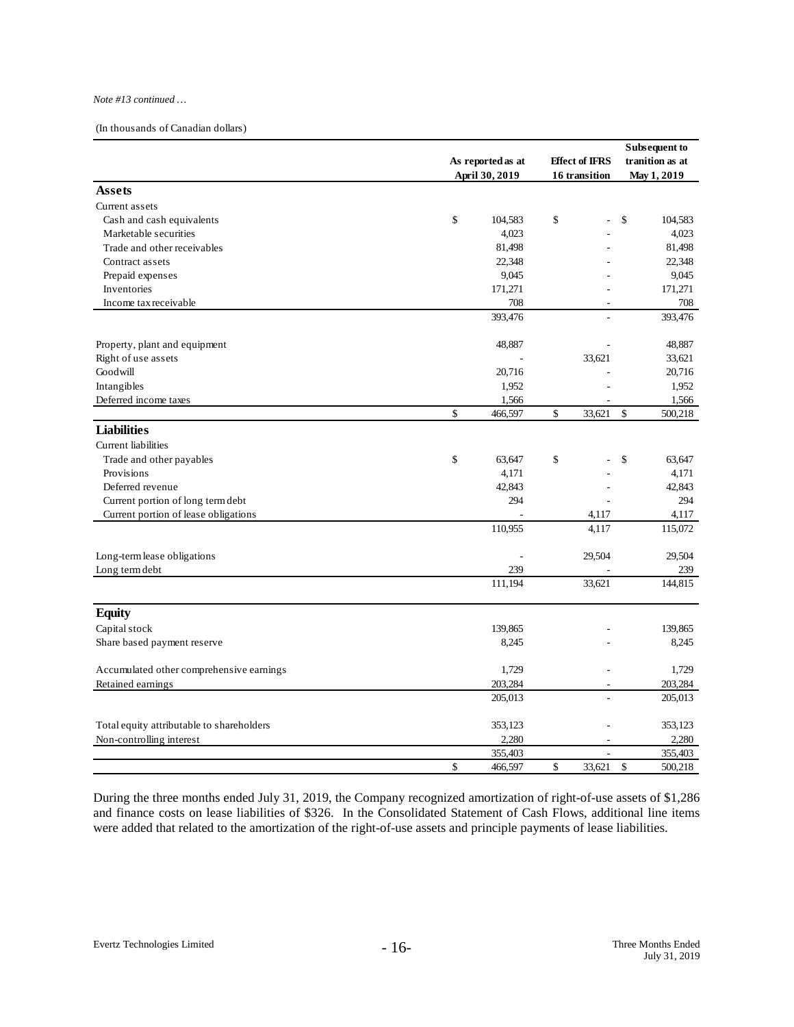*Note #13 continued …*

(In thousands of Canadian dollars)

| | As reported as at April 30, 2019 | Effect of IFRS 16 transition | Subsequent to tranition as at May 1, 2019 |
|---|---|---|---|
| **Assets** | | | |
| Current assets | | | |
| Cash and cash equivalents | $ 104,583 | $ - | $ 104,583 |
| Marketable securities | 4,023 | - | 4,023 |
| Trade and other receivables | 81,498 | - | 81,498 |
| Contract assets | 22,348 | - | 22,348 |
| Prepaid expenses | 9,045 | - | 9,045 |
| Inventories | 171,271 | - | 171,271 |
| Income tax receivable | 708 | - | 708 |
| | 393,476 | - | 393,476 |
| Property, plant and equipment | 48,887 | - | 48,887 |
| Right of use assets | - | 33,621 | 33,621 |
| Goodwill | 20,716 | - | 20,716 |
| Intangibles | 1,952 | - | 1,952 |
| Deferred income taxes | 1,566 | - | 1,566 |
| | $ 466,597 | $ 33,621 | $ 500,218 |
| **Liabilities** | | | |
| Current liabilities | | | |
| Trade and other payables | $ 63,647 | $ - | $ 63,647 |
| Provisions | 4,171 | - | 4,171 |
| Deferred revenue | 42,843 | - | 42,843 |
| Current portion of long term debt | 294 | - | 294 |
| Current portion of lease obligations | - | 4,117 | 4,117 |
| | 110,955 | 4,117 | 115,072 |
| Long-term lease obligations | - | 29,504 | 29,504 |
| Long term debt | 239 | - | 239 |
| | 111,194 | 33,621 | 144,815 |
| **Equity** | | | |
| Capital stock | 139,865 | - | 139,865 |
| Share based payment reserve | 8,245 | - | 8,245 |
| Accumulated other comprehensive earnings | 1,729 | - | 1,729 |
| Retained earnings | 203,284 | - | 203,284 |
| | 205,013 | - | 205,013 |
| Total equity attributable to shareholders | 353,123 | - | 353,123 |
| Non-controlling interest | 2,280 | - | 2,280 |
| | 355,403 | - | 355,403 |
| | $ 466,597 | $ 33,621 | $ 500,218 |

During the three months ended July 31, 2019, the Company recognized amortization of right-of-use assets of $1,286 and finance costs on lease liabilities of $326. In the Consolidated Statement of Cash Flows, additional line items were added that related to the amortization of the right-of-use assets and principle payments of lease liabilities.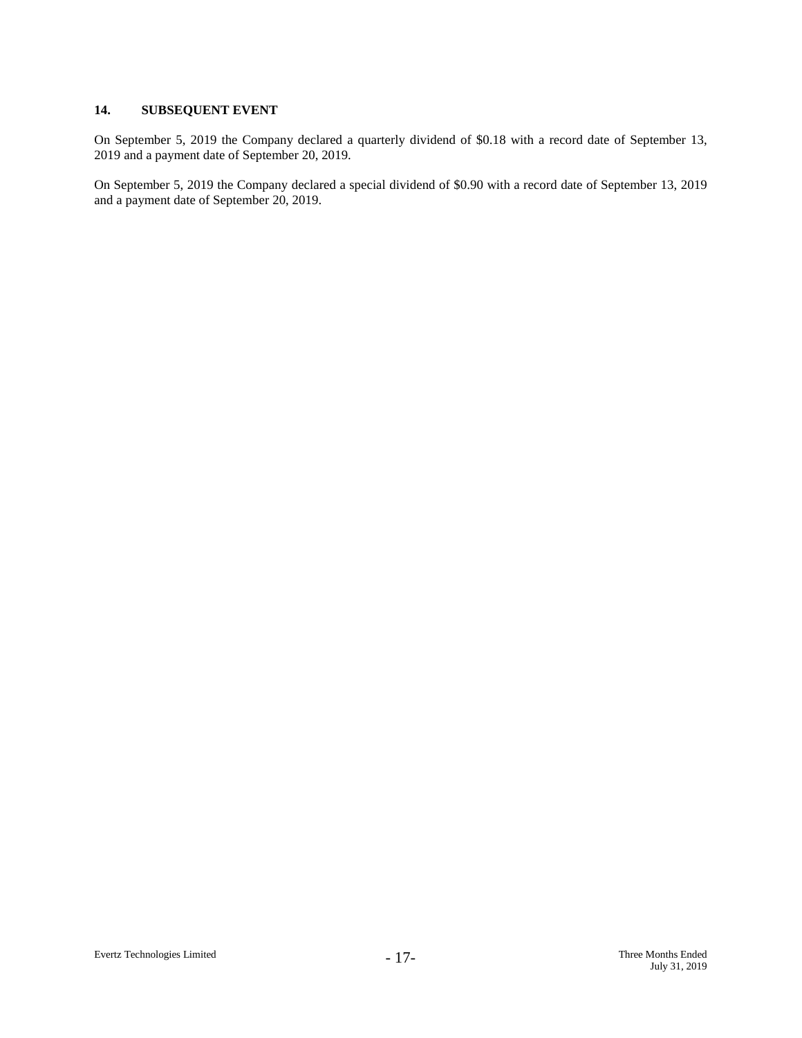## 14. SUBSEQUENT EVENT

On September 5, 2019 the Company declared a quarterly dividend of $0.18 with a record date of September 13, 2019 and a payment date of September 20, 2019.

On September 5, 2019 the Company declared a special dividend of $0.90 with a record date of September 13, 2019 and a payment date of September 20, 2019.